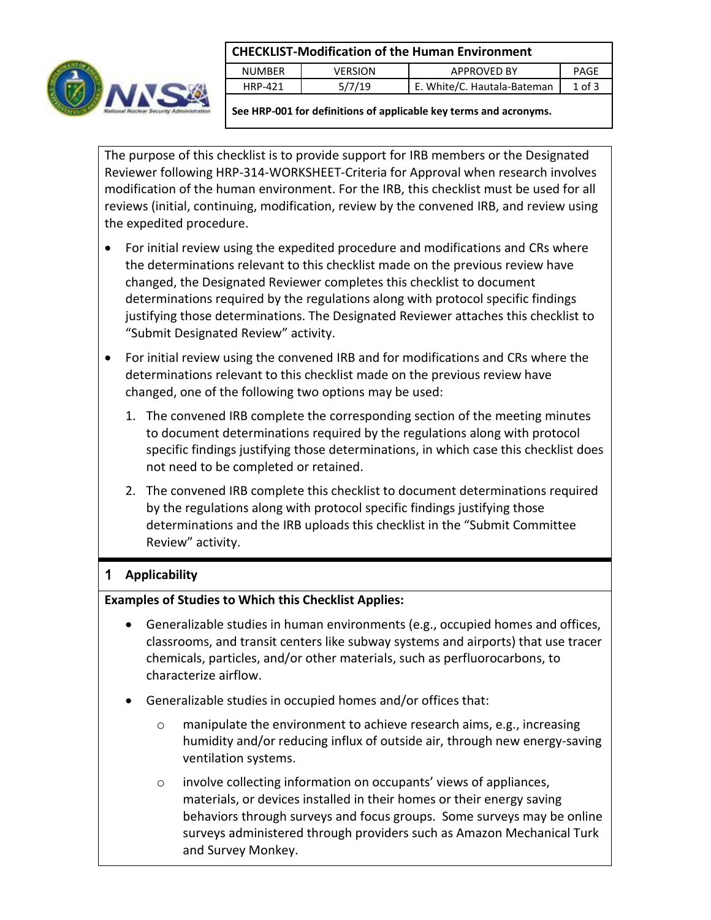**CHECKLIST-Modification of the Human Environment**

| NUMBER | VERSION | APPROVED BY | PAGE |
|---|---|---|---|
| HRP-421 | 5/7/19 | E. White/C. Hautala-Bateman | 1 of 3 |

**See HRP-001 for definitions of applicable key terms and acronyms.**

The purpose of this checklist is to provide support for IRB members or the Designated Reviewer following HRP-314-WORKSHEET-Criteria for Approval when research involves modification of the human environment. For the IRB, this checklist must be used for all reviews (initial, continuing, modification, review by the convened IRB, and review using the expedited procedure.

- For initial review using the expedited procedure and modifications and CRs where the determinations relevant to this checklist made on the previous review have changed, the Designated Reviewer completes this checklist to document determinations required by the regulations along with protocol specific findings justifying those determinations. The Designated Reviewer attaches this checklist to "Submit Designated Review" activity.
- For initial review using the convened IRB and for modifications and CRs where the determinations relevant to this checklist made on the previous review have changed, one of the following two options may be used:
  1. The convened IRB complete the corresponding section of the meeting minutes to document determinations required by the regulations along with protocol specific findings justifying those determinations, in which case this checklist does not need to be completed or retained.
  2. The convened IRB complete this checklist to document determinations required by the regulations along with protocol specific findings justifying those determinations and the IRB uploads this checklist in the "Submit Committee Review" activity.

## 1 Applicability

**Examples of Studies to Which this Checklist Applies:**

- Generalizable studies in human environments (e.g., occupied homes and offices, classrooms, and transit centers like subway systems and airports) that use tracer chemicals, particles, and/or other materials, such as perfluorocarbons, to characterize airflow.
- Generalizable studies in occupied homes and/or offices that:
  - manipulate the environment to achieve research aims, e.g., increasing humidity and/or reducing influx of outside air, through new energy-saving ventilation systems.
  - involve collecting information on occupants' views of appliances, materials, or devices installed in their homes or their energy saving behaviors through surveys and focus groups. Some surveys may be online surveys administered through providers such as Amazon Mechanical Turk and Survey Monkey.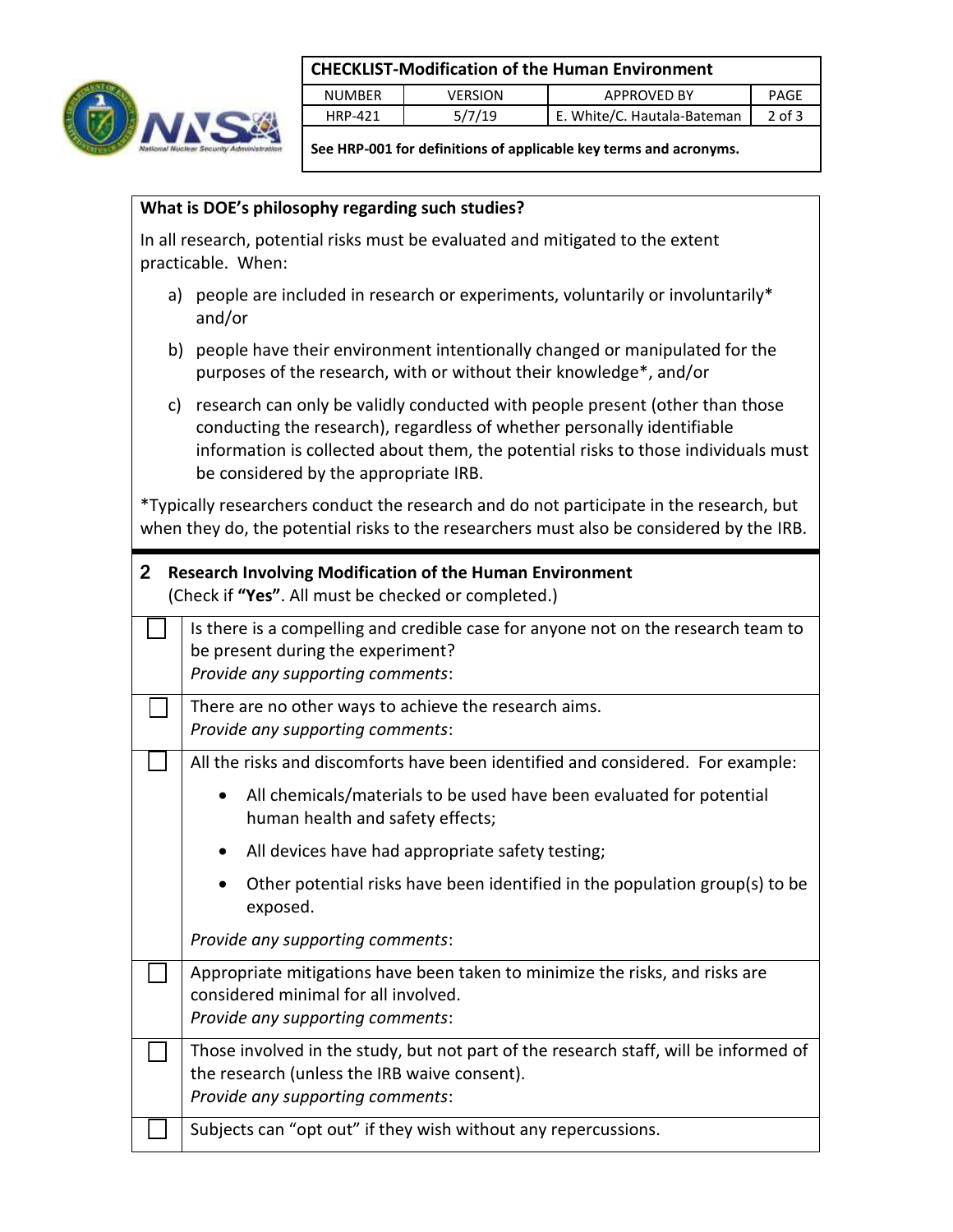**What is DOE's philosophy regarding such studies?**

In all research, potential risks must be evaluated and mitigated to the extent practicable. When:

a) people are included in research or experiments, voluntarily or involuntarily* and/or

b) people have their environment intentionally changed or manipulated for the purposes of the research, with or without their knowledge*, and/or

c) research can only be validly conducted with people present (other than those conducting the research), regardless of whether personally identifiable information is collected about them, the potential risks to those individuals must be considered by the appropriate IRB.

*Typically researchers conduct the research and do not participate in the research, but when they do, the potential risks to the researchers must also be considered by the IRB.

## 2 Research Involving Modification of the Human Environment

(Check if **"Yes"**. All must be checked or completed.)

| | |
|---|---|
| ☐ | Is there is a compelling and credible case for anyone not on the research team to be present during the experiment?<br>*Provide any supporting comments*: |
| ☐ | There are no other ways to achieve the research aims.<br>*Provide any supporting comments*: |
| ☐ | All the risks and discomforts have been identified and considered. For example:<br>• All chemicals/materials to be used have been evaluated for potential human health and safety effects;<br>• All devices have had appropriate safety testing;<br>• Other potential risks have been identified in the population group(s) to be exposed.<br>*Provide any supporting comments*: |
| ☐ | Appropriate mitigations have been taken to minimize the risks, and risks are considered minimal for all involved.<br>*Provide any supporting comments*: |
| ☐ | Those involved in the study, but not part of the research staff, will be informed of the research (unless the IRB waive consent).<br>*Provide any supporting comments*: |
| ☐ | Subjects can "opt out" if they wish without any repercussions. |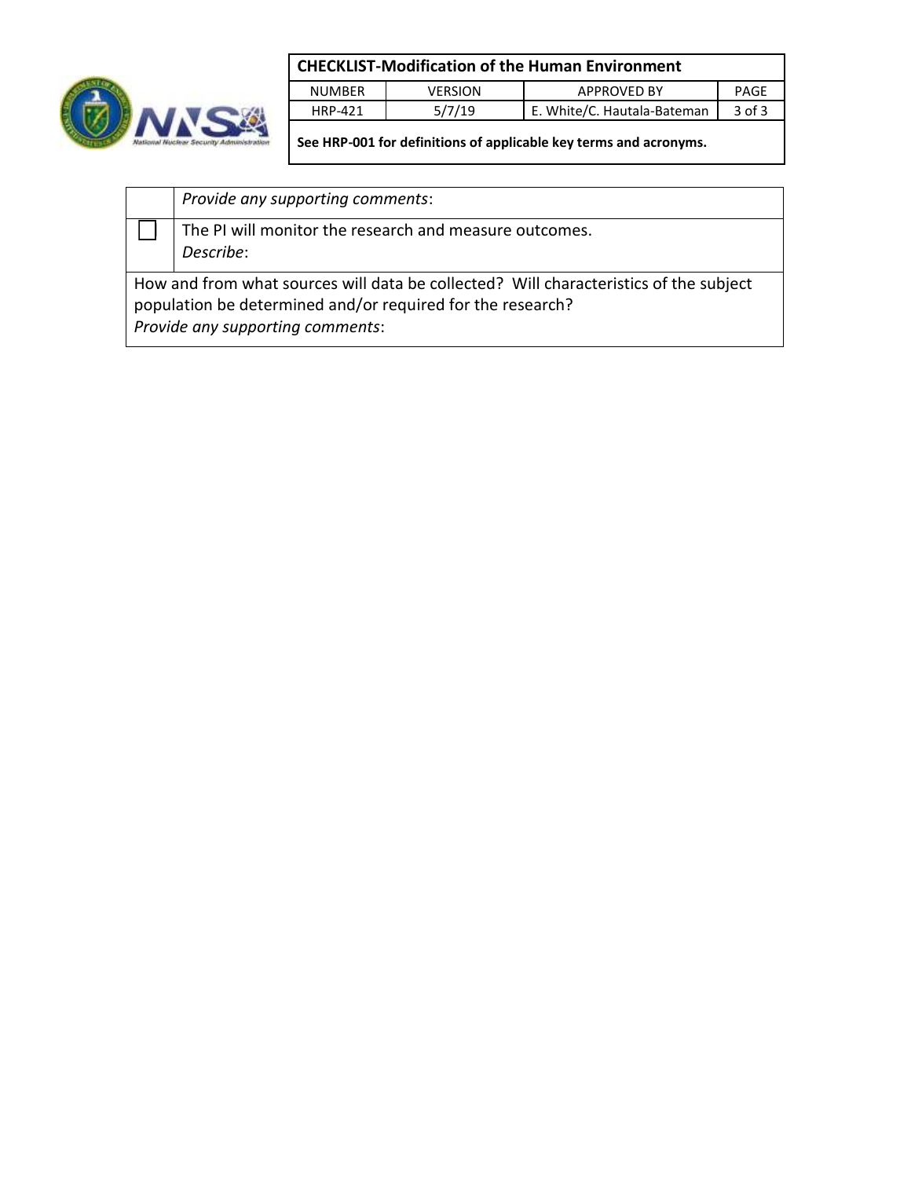| | |
|---|---|
| | *Provide any supporting comments*: |
| ☐ | The PI will monitor the research and measure outcomes.<br>*Describe*: |
| How and from what sources will data be collected? Will characteristics of the subject population be determined and/or required for the research?<br>*Provide any supporting comments*: | |